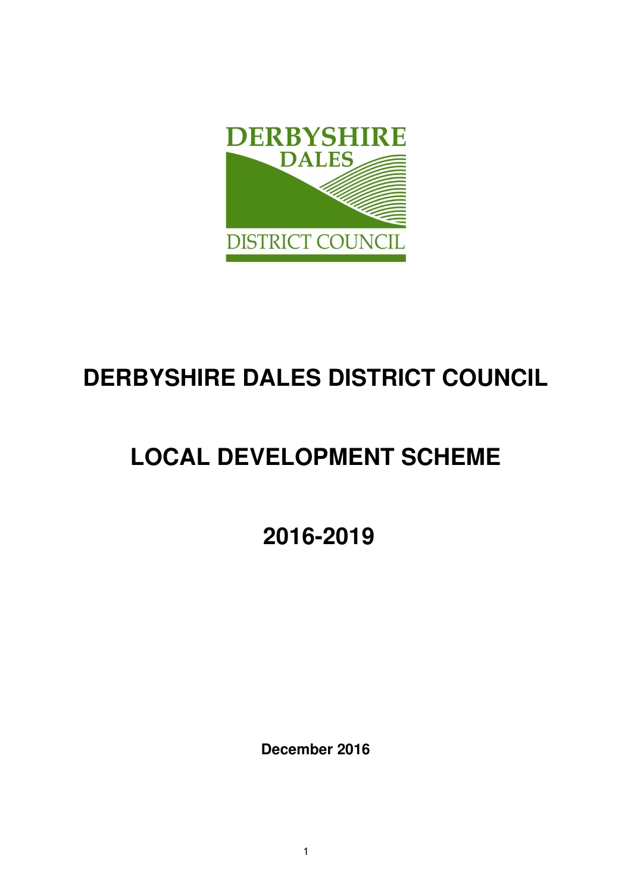# DERBYSHIRE DALES DISTRICT COUNCIL

# LOCAL DEVELOPMENT SCHEME

# 2016-2019

**December 2016**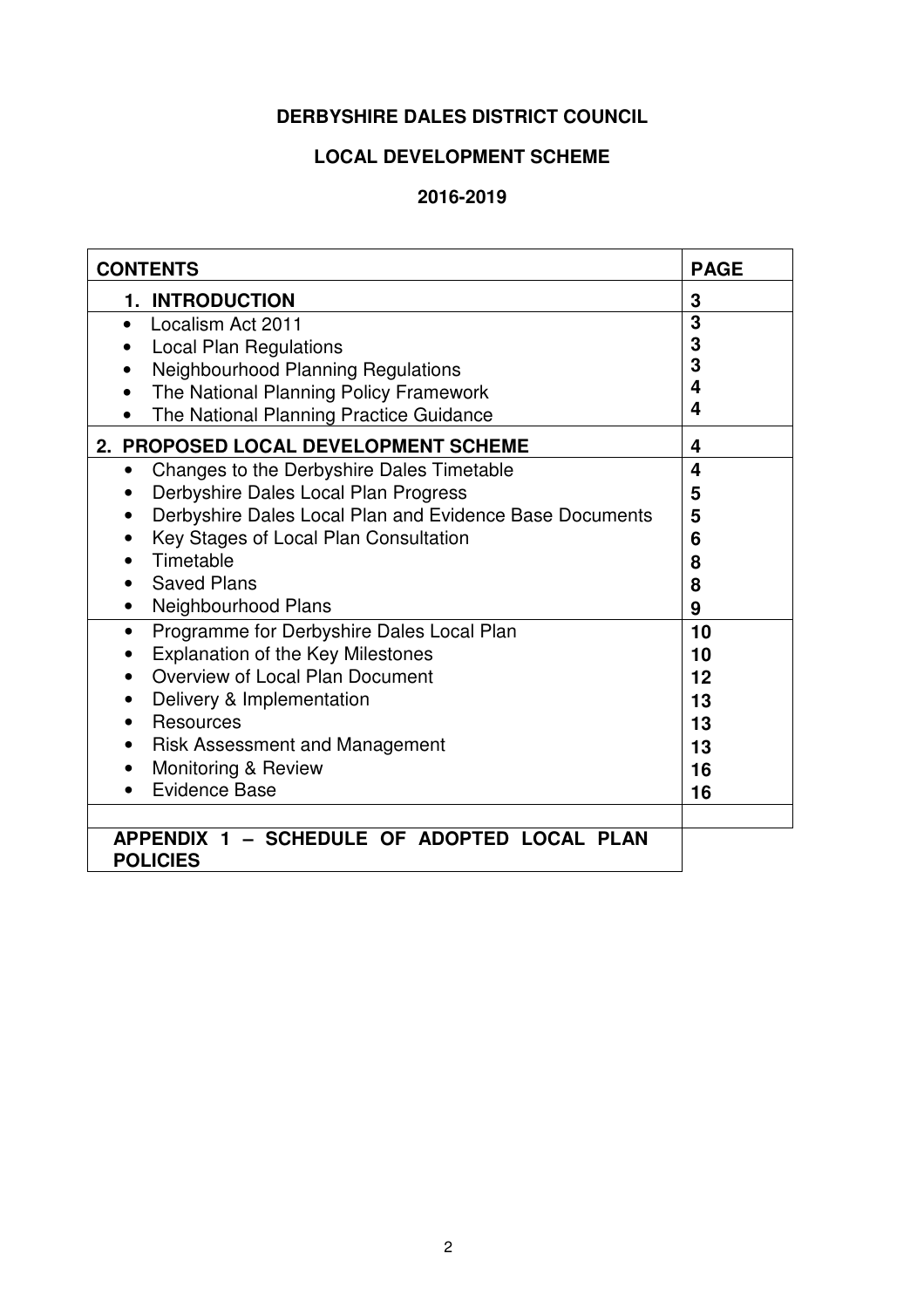**DERBYSHIRE DALES DISTRICT COUNCIL**

**LOCAL DEVELOPMENT SCHEME**

**2016-2019**

| **CONTENTS** | **PAGE** |
|---|---|
| **1. INTRODUCTION** | **3** |
| • Localism Act 2011<br>• Local Plan Regulations<br>• Neighbourhood Planning Regulations<br>• The National Planning Policy Framework<br>• The National Planning Practice Guidance | **3**<br>**3**<br>**3**<br>**4**<br>**4** |
| **2. PROPOSED LOCAL DEVELOPMENT SCHEME** | **4** |
| • Changes to the Derbyshire Dales Timetable<br>• Derbyshire Dales Local Plan Progress<br>• Derbyshire Dales Local Plan and Evidence Base Documents<br>• Key Stages of Local Plan Consultation<br>• Timetable<br>• Saved Plans<br>• Neighbourhood Plans | **4**<br>**5**<br>**5**<br>**6**<br>**8**<br>**8**<br>**9** |
| • Programme for Derbyshire Dales Local Plan<br>• Explanation of the Key Milestones<br>• Overview of Local Plan Document<br>• Delivery & Implementation<br>• Resources<br>• Risk Assessment and Management<br>• Monitoring & Review<br>• Evidence Base | **10**<br>**10**<br>**12**<br>**13**<br>**13**<br>**13**<br>**16**<br>**16** |
| | |
| **APPENDIX 1 – SCHEDULE OF ADOPTED LOCAL PLAN POLICIES** | |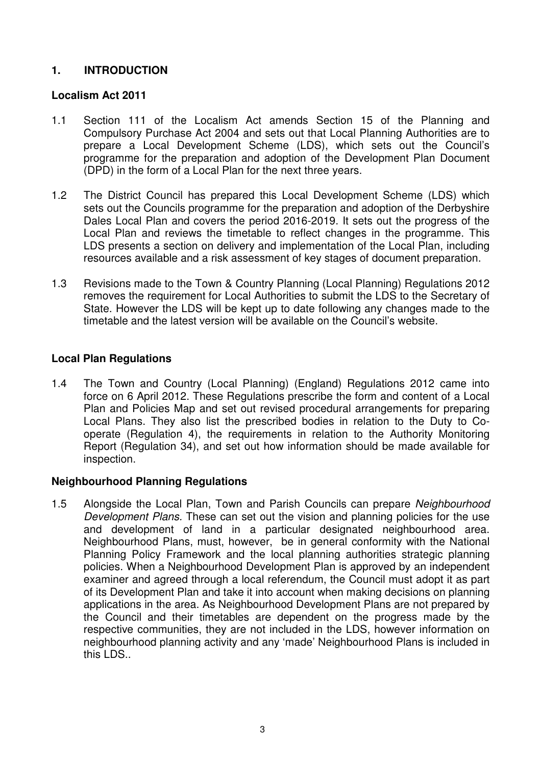## 1. INTRODUCTION

### Localism Act 2011

1.1 Section 111 of the Localism Act amends Section 15 of the Planning and Compulsory Purchase Act 2004 and sets out that Local Planning Authorities are to prepare a Local Development Scheme (LDS), which sets out the Council's programme for the preparation and adoption of the Development Plan Document (DPD) in the form of a Local Plan for the next three years.

1.2 The District Council has prepared this Local Development Scheme (LDS) which sets out the Councils programme for the preparation and adoption of the Derbyshire Dales Local Plan and covers the period 2016-2019. It sets out the progress of the Local Plan and reviews the timetable to reflect changes in the programme. This LDS presents a section on delivery and implementation of the Local Plan, including resources available and a risk assessment of key stages of document preparation.

1.3 Revisions made to the Town & Country Planning (Local Planning) Regulations 2012 removes the requirement for Local Authorities to submit the LDS to the Secretary of State. However the LDS will be kept up to date following any changes made to the timetable and the latest version will be available on the Council's website.

### Local Plan Regulations

1.4 The Town and Country (Local Planning) (England) Regulations 2012 came into force on 6 April 2012. These Regulations prescribe the form and content of a Local Plan and Policies Map and set out revised procedural arrangements for preparing Local Plans. They also list the prescribed bodies in relation to the Duty to Co-operate (Regulation 4), the requirements in relation to the Authority Monitoring Report (Regulation 34), and set out how information should be made available for inspection.

### Neighbourhood Planning Regulations

1.5 Alongside the Local Plan, Town and Parish Councils can prepare *Neighbourhood Development Plans.* These can set out the vision and planning policies for the use and development of land in a particular designated neighbourhood area. Neighbourhood Plans, must, however, be in general conformity with the National Planning Policy Framework and the local planning authorities strategic planning policies. When a Neighbourhood Development Plan is approved by an independent examiner and agreed through a local referendum, the Council must adopt it as part of its Development Plan and take it into account when making decisions on planning applications in the area. As Neighbourhood Development Plans are not prepared by the Council and their timetables are dependent on the progress made by the respective communities, they are not included in the LDS, however information on neighbourhood planning activity and any 'made' Neighbourhood Plans is included in this LDS..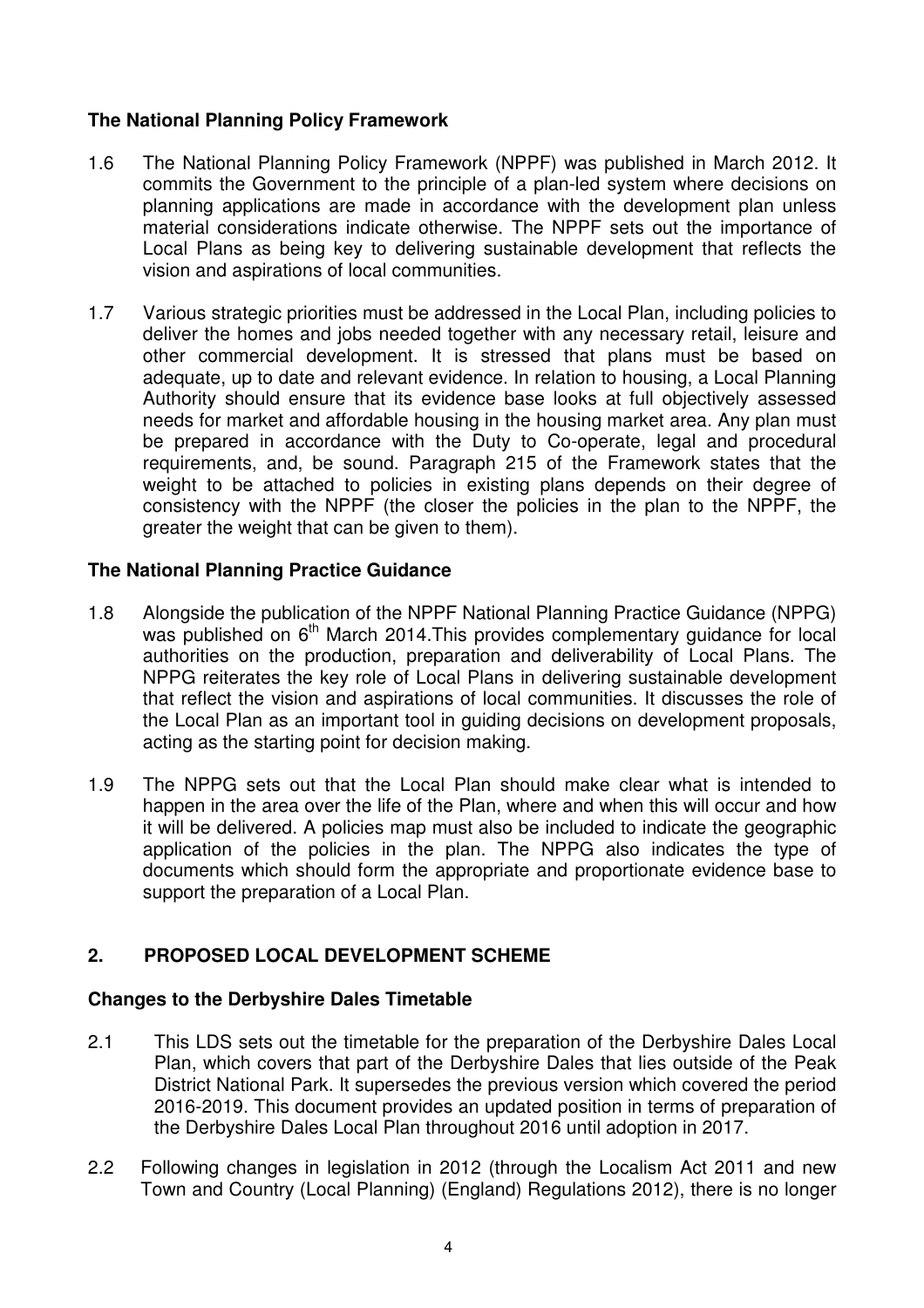### The National Planning Policy Framework

1.6 The National Planning Policy Framework (NPPF) was published in March 2012. It commits the Government to the principle of a plan-led system where decisions on planning applications are made in accordance with the development plan unless material considerations indicate otherwise. The NPPF sets out the importance of Local Plans as being key to delivering sustainable development that reflects the vision and aspirations of local communities.

1.7 Various strategic priorities must be addressed in the Local Plan, including policies to deliver the homes and jobs needed together with any necessary retail, leisure and other commercial development. It is stressed that plans must be based on adequate, up to date and relevant evidence. In relation to housing, a Local Planning Authority should ensure that its evidence base looks at full objectively assessed needs for market and affordable housing in the housing market area. Any plan must be prepared in accordance with the Duty to Co-operate, legal and procedural requirements, and, be sound. Paragraph 215 of the Framework states that the weight to be attached to policies in existing plans depends on their degree of consistency with the NPPF (the closer the policies in the plan to the NPPF, the greater the weight that can be given to them).

### The National Planning Practice Guidance

1.8 Alongside the publication of the NPPF National Planning Practice Guidance (NPPG) was published on 6th March 2014.This provides complementary guidance for local authorities on the production, preparation and deliverability of Local Plans. The NPPG reiterates the key role of Local Plans in delivering sustainable development that reflect the vision and aspirations of local communities. It discusses the role of the Local Plan as an important tool in guiding decisions on development proposals, acting as the starting point for decision making.

1.9 The NPPG sets out that the Local Plan should make clear what is intended to happen in the area over the life of the Plan, where and when this will occur and how it will be delivered. A policies map must also be included to indicate the geographic application of the policies in the plan. The NPPG also indicates the type of documents which should form the appropriate and proportionate evidence base to support the preparation of a Local Plan.

## 2. PROPOSED LOCAL DEVELOPMENT SCHEME

### Changes to the Derbyshire Dales Timetable

2.1 This LDS sets out the timetable for the preparation of the Derbyshire Dales Local Plan, which covers that part of the Derbyshire Dales that lies outside of the Peak District National Park. It supersedes the previous version which covered the period 2016-2019. This document provides an updated position in terms of preparation of the Derbyshire Dales Local Plan throughout 2016 until adoption in 2017.

2.2 Following changes in legislation in 2012 (through the Localism Act 2011 and new Town and Country (Local Planning) (England) Regulations 2012), there is no longer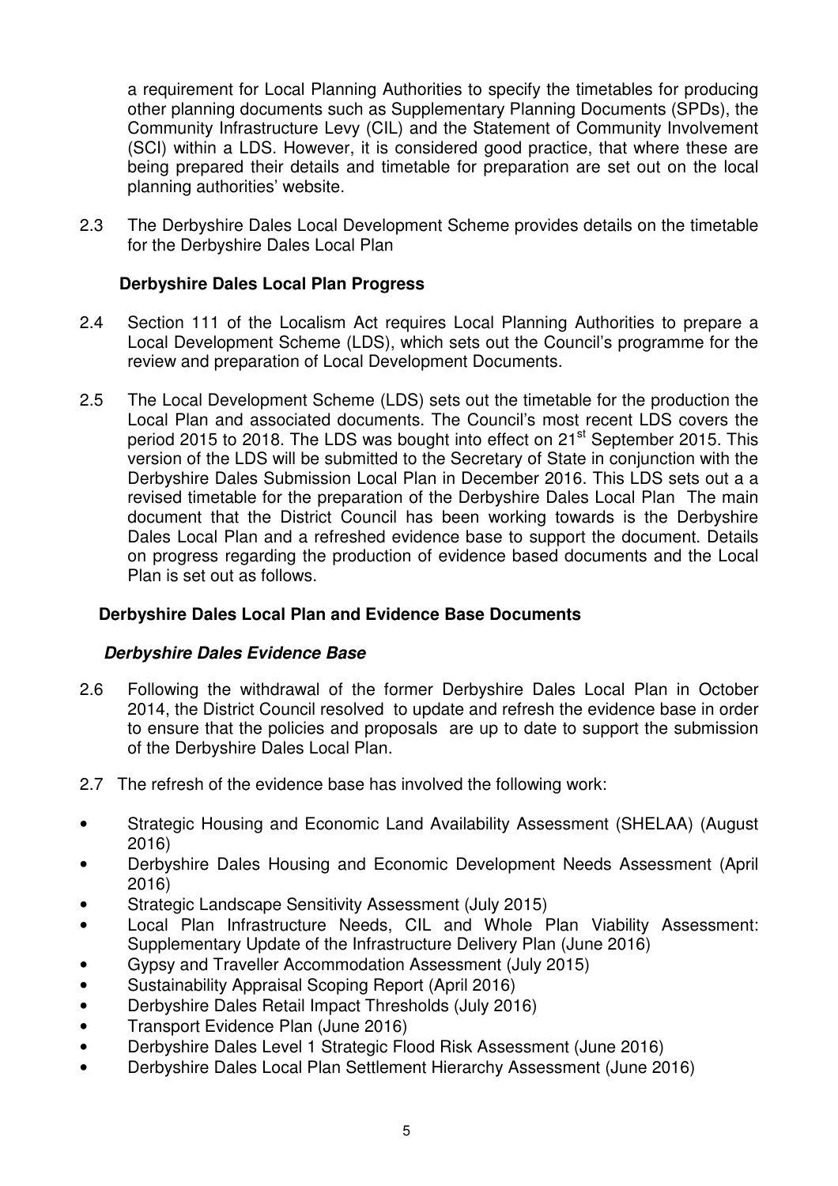a requirement for Local Planning Authorities to specify the timetables for producing other planning documents such as Supplementary Planning Documents (SPDs), the Community Infrastructure Levy (CIL) and the Statement of Community Involvement (SCI) within a LDS. However, it is considered good practice, that where these are being prepared their details and timetable for preparation are set out on the local planning authorities' website.

2.3 The Derbyshire Dales Local Development Scheme provides details on the timetable for the Derbyshire Dales Local Plan

**Derbyshire Dales Local Plan Progress**

2.4 Section 111 of the Localism Act requires Local Planning Authorities to prepare a Local Development Scheme (LDS), which sets out the Council's programme for the review and preparation of Local Development Documents.

2.5 The Local Development Scheme (LDS) sets out the timetable for the production the Local Plan and associated documents. The Council's most recent LDS covers the period 2015 to 2018. The LDS was bought into effect on 21st September 2015. This version of the LDS will be submitted to the Secretary of State in conjunction with the Derbyshire Dales Submission Local Plan in December 2016. This LDS sets out a a revised timetable for the preparation of the Derbyshire Dales Local Plan The main document that the District Council has been working towards is the Derbyshire Dales Local Plan and a refreshed evidence base to support the document. Details on progress regarding the production of evidence based documents and the Local Plan is set out as follows.

**Derbyshire Dales Local Plan and Evidence Base Documents**

***Derbyshire Dales Evidence Base***

2.6 Following the withdrawal of the former Derbyshire Dales Local Plan in October 2014, the District Council resolved to update and refresh the evidence base in order to ensure that the policies and proposals are up to date to support the submission of the Derbyshire Dales Local Plan.

2.7 The refresh of the evidence base has involved the following work:

- Strategic Housing and Economic Land Availability Assessment (SHELAA) (August 2016)
- Derbyshire Dales Housing and Economic Development Needs Assessment (April 2016)
- Strategic Landscape Sensitivity Assessment (July 2015)
- Local Plan Infrastructure Needs, CIL and Whole Plan Viability Assessment: Supplementary Update of the Infrastructure Delivery Plan (June 2016)
- Gypsy and Traveller Accommodation Assessment (July 2015)
- Sustainability Appraisal Scoping Report (April 2016)
- Derbyshire Dales Retail Impact Thresholds (July 2016)
- Transport Evidence Plan (June 2016)
- Derbyshire Dales Level 1 Strategic Flood Risk Assessment (June 2016)
- Derbyshire Dales Local Plan Settlement Hierarchy Assessment (June 2016)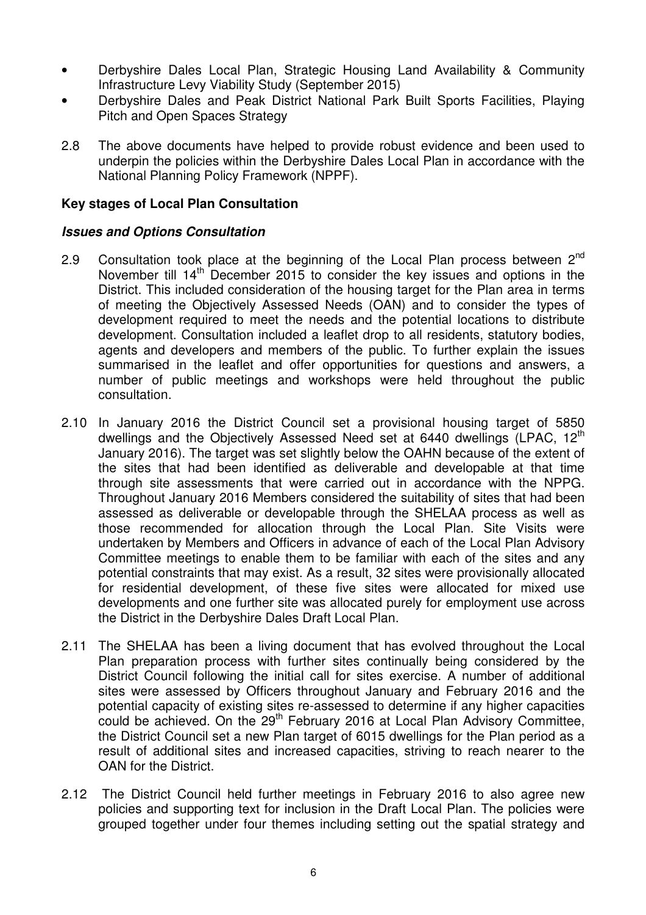- Derbyshire Dales Local Plan, Strategic Housing Land Availability & Community Infrastructure Levy Viability Study (September 2015)
- Derbyshire Dales and Peak District National Park Built Sports Facilities, Playing Pitch and Open Spaces Strategy

2.8 The above documents have helped to provide robust evidence and been used to underpin the policies within the Derbyshire Dales Local Plan in accordance with the National Planning Policy Framework (NPPF).

**Key stages of Local Plan Consultation**

***Issues and Options Consultation***

2.9 Consultation took place at the beginning of the Local Plan process between 2nd November till 14th December 2015 to consider the key issues and options in the District. This included consideration of the housing target for the Plan area in terms of meeting the Objectively Assessed Needs (OAN) and to consider the types of development required to meet the needs and the potential locations to distribute development. Consultation included a leaflet drop to all residents, statutory bodies, agents and developers and members of the public. To further explain the issues summarised in the leaflet and offer opportunities for questions and answers, a number of public meetings and workshops were held throughout the public consultation.

2.10 In January 2016 the District Council set a provisional housing target of 5850 dwellings and the Objectively Assessed Need set at 6440 dwellings (LPAC, 12th January 2016). The target was set slightly below the OAHN because of the extent of the sites that had been identified as deliverable and developable at that time through site assessments that were carried out in accordance with the NPPG. Throughout January 2016 Members considered the suitability of sites that had been assessed as deliverable or developable through the SHELAA process as well as those recommended for allocation through the Local Plan. Site Visits were undertaken by Members and Officers in advance of each of the Local Plan Advisory Committee meetings to enable them to be familiar with each of the sites and any potential constraints that may exist. As a result, 32 sites were provisionally allocated for residential development, of these five sites were allocated for mixed use developments and one further site was allocated purely for employment use across the District in the Derbyshire Dales Draft Local Plan.

2.11 The SHELAA has been a living document that has evolved throughout the Local Plan preparation process with further sites continually being considered by the District Council following the initial call for sites exercise. A number of additional sites were assessed by Officers throughout January and February 2016 and the potential capacity of existing sites re-assessed to determine if any higher capacities could be achieved. On the 29th February 2016 at Local Plan Advisory Committee, the District Council set a new Plan target of 6015 dwellings for the Plan period as a result of additional sites and increased capacities, striving to reach nearer to the OAN for the District.

2.12 The District Council held further meetings in February 2016 to also agree new policies and supporting text for inclusion in the Draft Local Plan. The policies were grouped together under four themes including setting out the spatial strategy and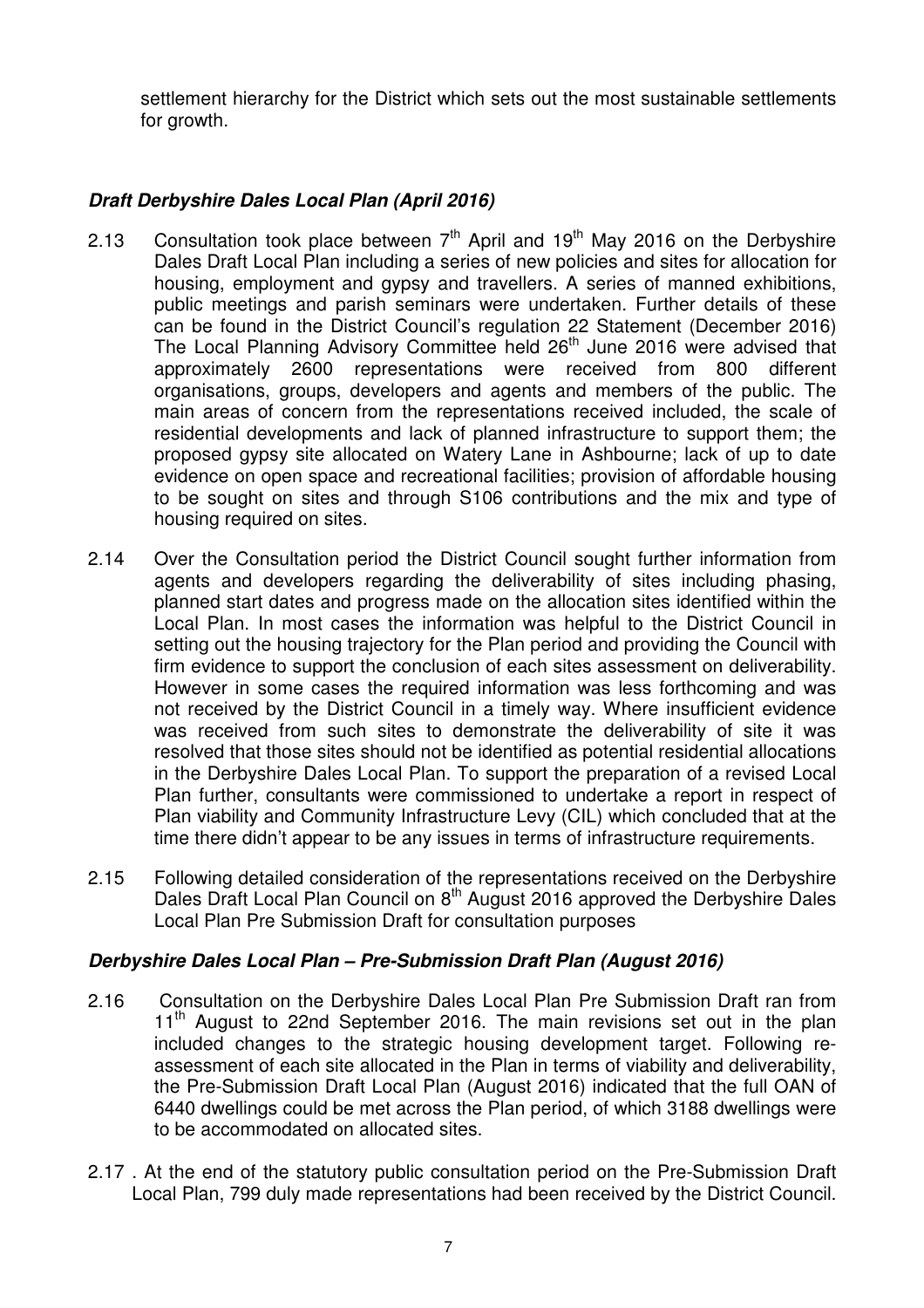settlement hierarchy for the District which sets out the most sustainable settlements for growth.

### ***Draft Derbyshire Dales Local Plan (April 2016)***

2.13 Consultation took place between 7th April and 19th May 2016 on the Derbyshire Dales Draft Local Plan including a series of new policies and sites for allocation for housing, employment and gypsy and travellers. A series of manned exhibitions, public meetings and parish seminars were undertaken. Further details of these can be found in the District Council's regulation 22 Statement (December 2016) The Local Planning Advisory Committee held 26th June 2016 were advised that approximately 2600 representations were received from 800 different organisations, groups, developers and agents and members of the public. The main areas of concern from the representations received included, the scale of residential developments and lack of planned infrastructure to support them; the proposed gypsy site allocated on Watery Lane in Ashbourne; lack of up to date evidence on open space and recreational facilities; provision of affordable housing to be sought on sites and through S106 contributions and the mix and type of housing required on sites.

2.14 Over the Consultation period the District Council sought further information from agents and developers regarding the deliverability of sites including phasing, planned start dates and progress made on the allocation sites identified within the Local Plan. In most cases the information was helpful to the District Council in setting out the housing trajectory for the Plan period and providing the Council with firm evidence to support the conclusion of each sites assessment on deliverability. However in some cases the required information was less forthcoming and was not received by the District Council in a timely way. Where insufficient evidence was received from such sites to demonstrate the deliverability of site it was resolved that those sites should not be identified as potential residential allocations in the Derbyshire Dales Local Plan. To support the preparation of a revised Local Plan further, consultants were commissioned to undertake a report in respect of Plan viability and Community Infrastructure Levy (CIL) which concluded that at the time there didn't appear to be any issues in terms of infrastructure requirements.

2.15 Following detailed consideration of the representations received on the Derbyshire Dales Draft Local Plan Council on 8th August 2016 approved the Derbyshire Dales Local Plan Pre Submission Draft for consultation purposes

### ***Derbyshire Dales Local Plan – Pre-Submission Draft Plan (August 2016)***

2.16 Consultation on the Derbyshire Dales Local Plan Pre Submission Draft ran from 11th August to 22nd September 2016. The main revisions set out in the plan included changes to the strategic housing development target. Following re-assessment of each site allocated in the Plan in terms of viability and deliverability, the Pre-Submission Draft Local Plan (August 2016) indicated that the full OAN of 6440 dwellings could be met across the Plan period, of which 3188 dwellings were to be accommodated on allocated sites.

2.17 . At the end of the statutory public consultation period on the Pre-Submission Draft Local Plan, 799 duly made representations had been received by the District Council.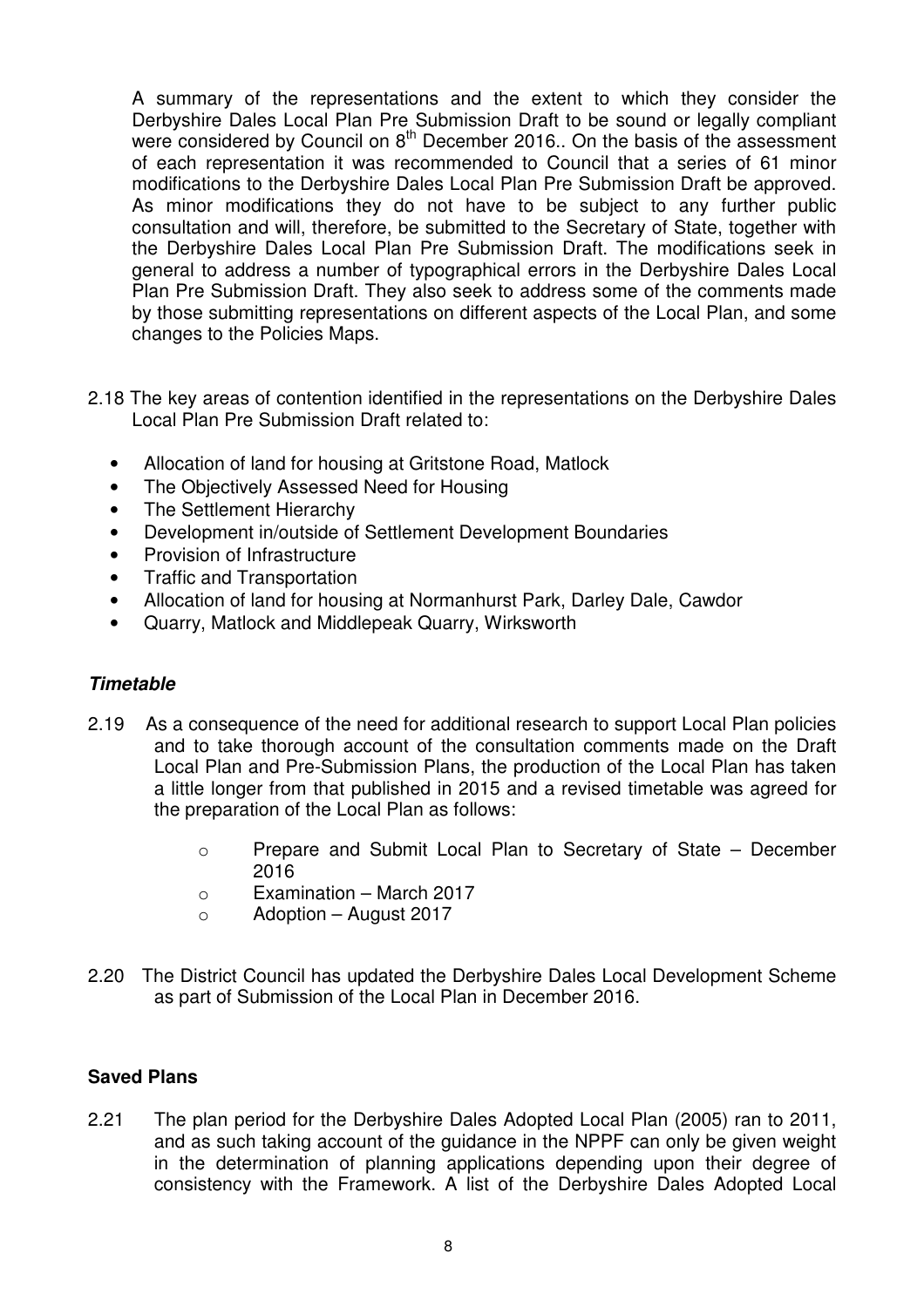A summary of the representations and the extent to which they consider the Derbyshire Dales Local Plan Pre Submission Draft to be sound or legally compliant were considered by Council on 8th December 2016.. On the basis of the assessment of each representation it was recommended to Council that a series of 61 minor modifications to the Derbyshire Dales Local Plan Pre Submission Draft be approved. As minor modifications they do not have to be subject to any further public consultation and will, therefore, be submitted to the Secretary of State, together with the Derbyshire Dales Local Plan Pre Submission Draft. The modifications seek in general to address a number of typographical errors in the Derbyshire Dales Local Plan Pre Submission Draft. They also seek to address some of the comments made by those submitting representations on different aspects of the Local Plan, and some changes to the Policies Maps.

2.18 The key areas of contention identified in the representations on the Derbyshire Dales Local Plan Pre Submission Draft related to:

- Allocation of land for housing at Gritstone Road, Matlock
- The Objectively Assessed Need for Housing
- The Settlement Hierarchy
- Development in/outside of Settlement Development Boundaries
- Provision of Infrastructure
- Traffic and Transportation
- Allocation of land for housing at Normanhurst Park, Darley Dale, Cawdor
- Quarry, Matlock and Middlepeak Quarry, Wirksworth

### *Timetable*

2.19 As a consequence of the need for additional research to support Local Plan policies and to take thorough account of the consultation comments made on the Draft Local Plan and Pre-Submission Plans, the production of the Local Plan has taken a little longer from that published in 2015 and a revised timetable was agreed for the preparation of the Local Plan as follows:

- Prepare and Submit Local Plan to Secretary of State – December 2016
- Examination – March 2017
- Adoption – August 2017

2.20 The District Council has updated the Derbyshire Dales Local Development Scheme as part of Submission of the Local Plan in December 2016.

### **Saved Plans**

2.21 The plan period for the Derbyshire Dales Adopted Local Plan (2005) ran to 2011, and as such taking account of the guidance in the NPPF can only be given weight in the determination of planning applications depending upon their degree of consistency with the Framework. A list of the Derbyshire Dales Adopted Local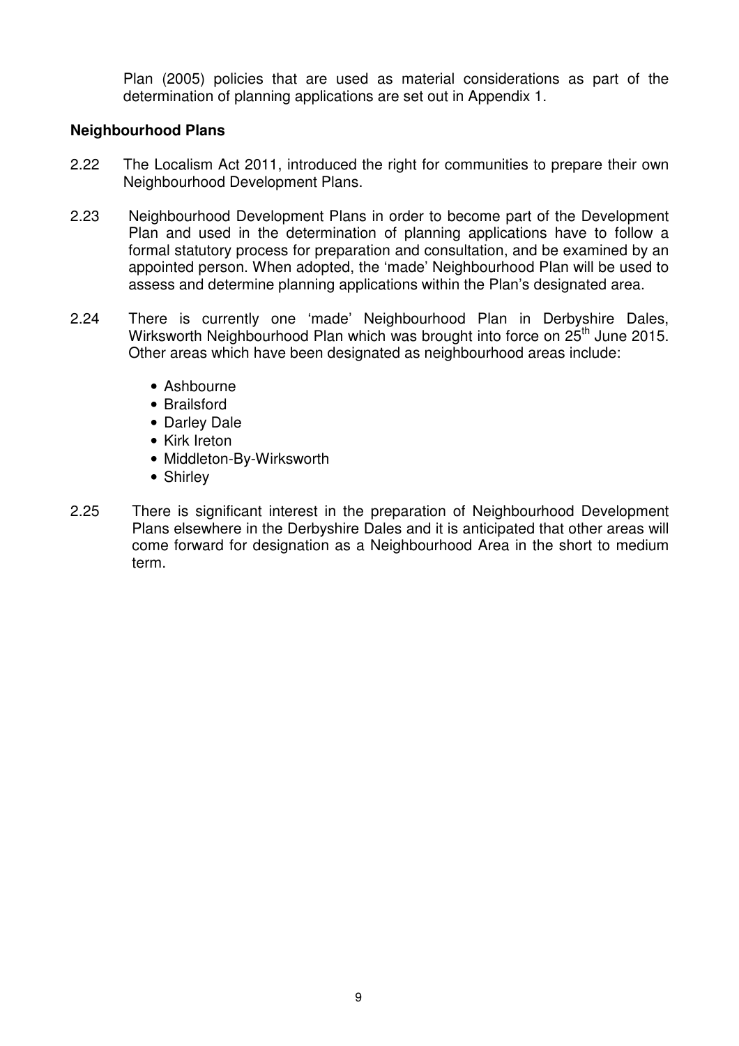Plan (2005) policies that are used as material considerations as part of the determination of planning applications are set out in Appendix 1.

**Neighbourhood Plans**

2.22 The Localism Act 2011, introduced the right for communities to prepare their own Neighbourhood Development Plans.

2.23 Neighbourhood Development Plans in order to become part of the Development Plan and used in the determination of planning applications have to follow a formal statutory process for preparation and consultation, and be examined by an appointed person. When adopted, the 'made' Neighbourhood Plan will be used to assess and determine planning applications within the Plan's designated area.

2.24 There is currently one 'made' Neighbourhood Plan in Derbyshire Dales, Wirksworth Neighbourhood Plan which was brought into force on 25th June 2015. Other areas which have been designated as neighbourhood areas include:

- Ashbourne
- Brailsford
- Darley Dale
- Kirk Ireton
- Middleton-By-Wirksworth
- Shirley

2.25 There is significant interest in the preparation of Neighbourhood Development Plans elsewhere in the Derbyshire Dales and it is anticipated that other areas will come forward for designation as a Neighbourhood Area in the short to medium term.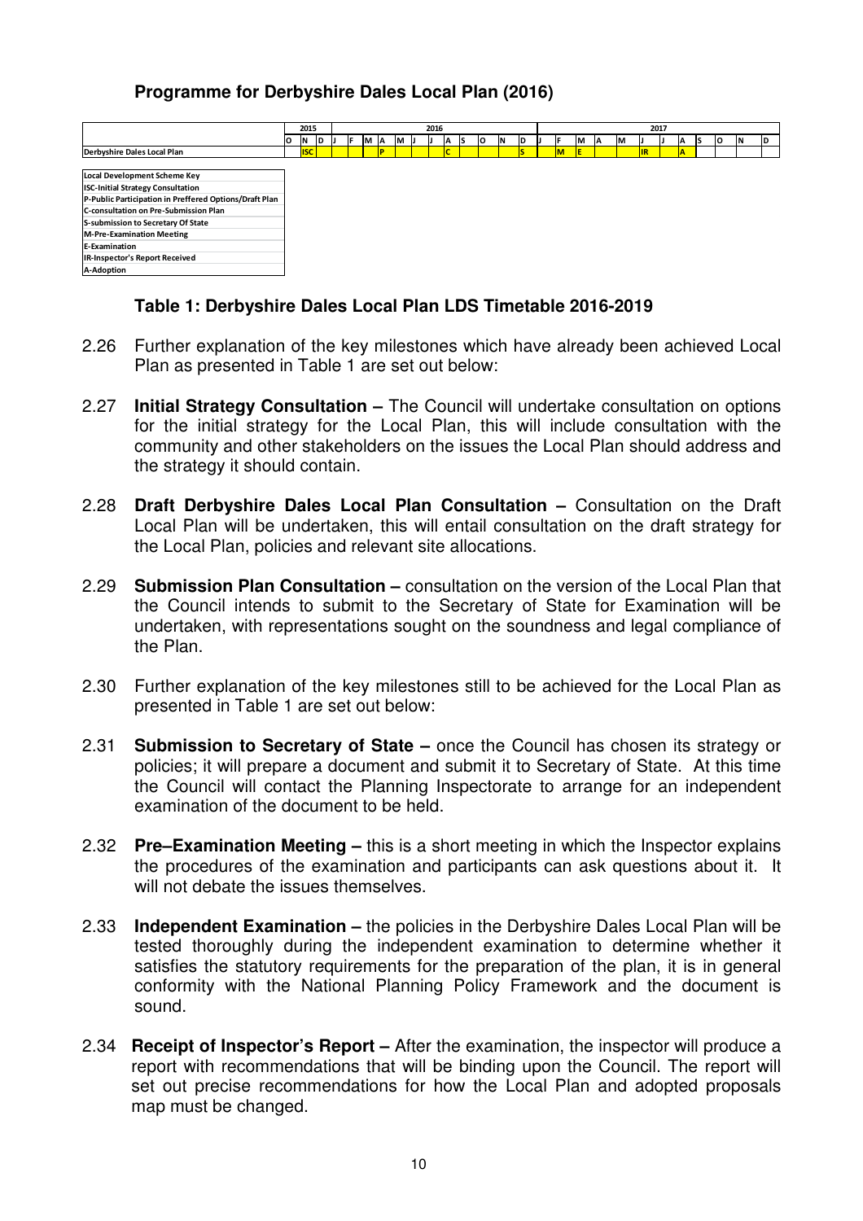## Programme for Derbyshire Dales Local Plan (2016)

| | 2015 | | | 2016 | | | | | | | | | | | | 2017 | | | | | | | | | | | |
|---|---|---|---|---|---|---|---|---|---|---|---|---|---|---|---|---|---|---|---|---|---|---|---|---|---|---|---|
| | O | N | D | J | F | M | A | M | J | J | A | S | O | N | D | J | F | M | A | M | J | J | A | S | O | N | D |
| Derbyshire Dales Local Plan | | ISC | | | | | P | | | | C | | | | S | | M | E | | | IR | | A | | | | |

| Local Development Scheme Key |
|---|
| ISC-Initial Strategy Consultation |
| P-Public Participation in Preffered Options/Draft Plan |
| C-consultation on Pre-Submission Plan |
| S-submission to Secretary Of State |
| M-Pre-Examination Meeting |
| E-Examination |
| IR-Inspector's Report Received |
| A-Adoption |

**Table 1: Derbyshire Dales Local Plan LDS Timetable 2016-2019**

2.26 Further explanation of the key milestones which have already been achieved Local Plan as presented in Table 1 are set out below:

2.27 **Initial Strategy Consultation –** The Council will undertake consultation on options for the initial strategy for the Local Plan, this will include consultation with the community and other stakeholders on the issues the Local Plan should address and the strategy it should contain.

2.28 **Draft Derbyshire Dales Local Plan Consultation –** Consultation on the Draft Local Plan will be undertaken, this will entail consultation on the draft strategy for the Local Plan, policies and relevant site allocations.

2.29 **Submission Plan Consultation –** consultation on the version of the Local Plan that the Council intends to submit to the Secretary of State for Examination will be undertaken, with representations sought on the soundness and legal compliance of the Plan.

2.30 Further explanation of the key milestones still to be achieved for the Local Plan as presented in Table 1 are set out below:

2.31 **Submission to Secretary of State –** once the Council has chosen its strategy or policies; it will prepare a document and submit it to Secretary of State. At this time the Council will contact the Planning Inspectorate to arrange for an independent examination of the document to be held.

2.32 **Pre–Examination Meeting –** this is a short meeting in which the Inspector explains the procedures of the examination and participants can ask questions about it. It will not debate the issues themselves.

2.33 **Independent Examination –** the policies in the Derbyshire Dales Local Plan will be tested thoroughly during the independent examination to determine whether it satisfies the statutory requirements for the preparation of the plan, it is in general conformity with the National Planning Policy Framework and the document is sound.

2.34 **Receipt of Inspector's Report –** After the examination, the inspector will produce a report with recommendations that will be binding upon the Council. The report will set out precise recommendations for how the Local Plan and adopted proposals map must be changed.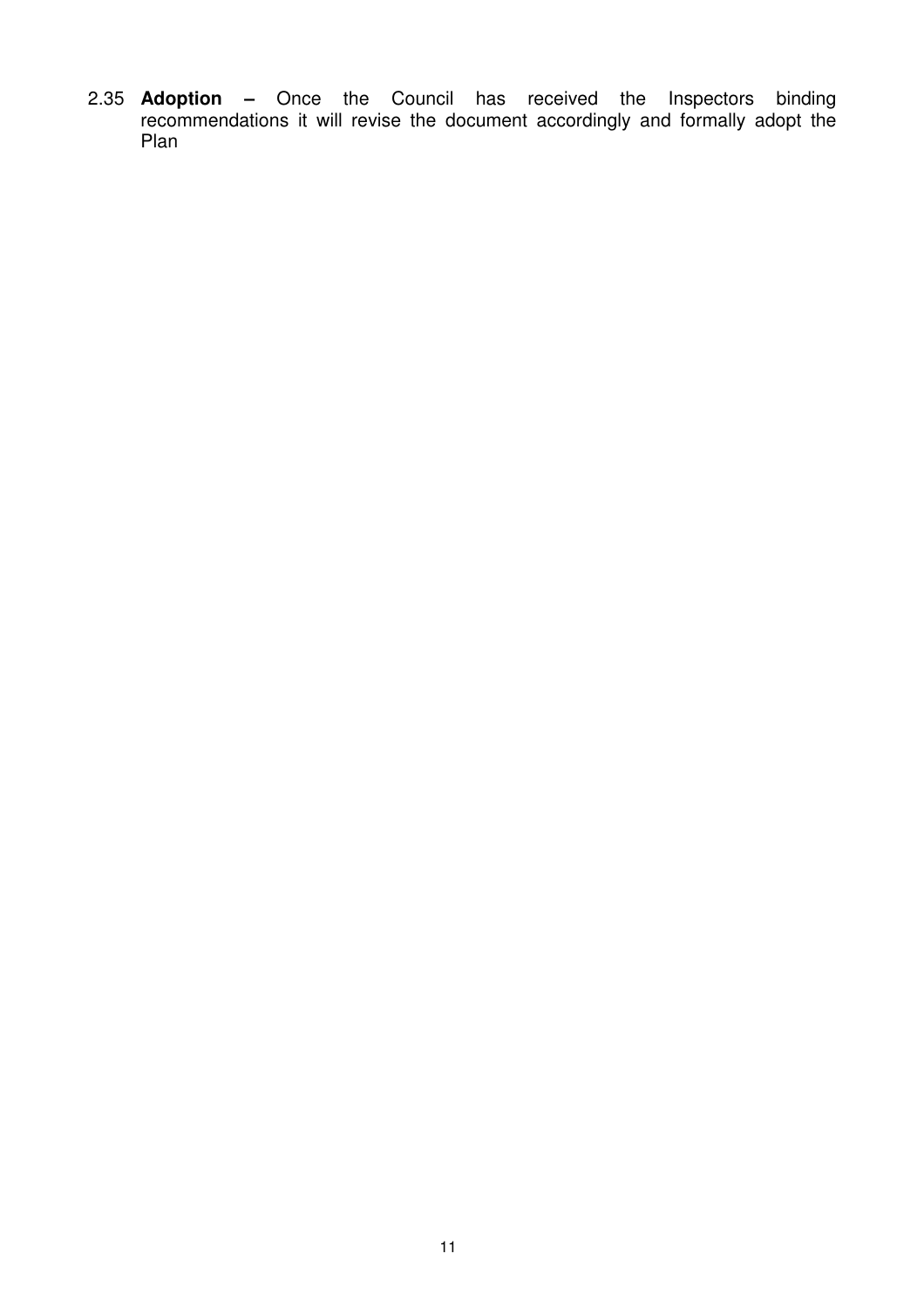2.35 **Adoption –** Once the Council has received the Inspectors binding recommendations it will revise the document accordingly and formally adopt the Plan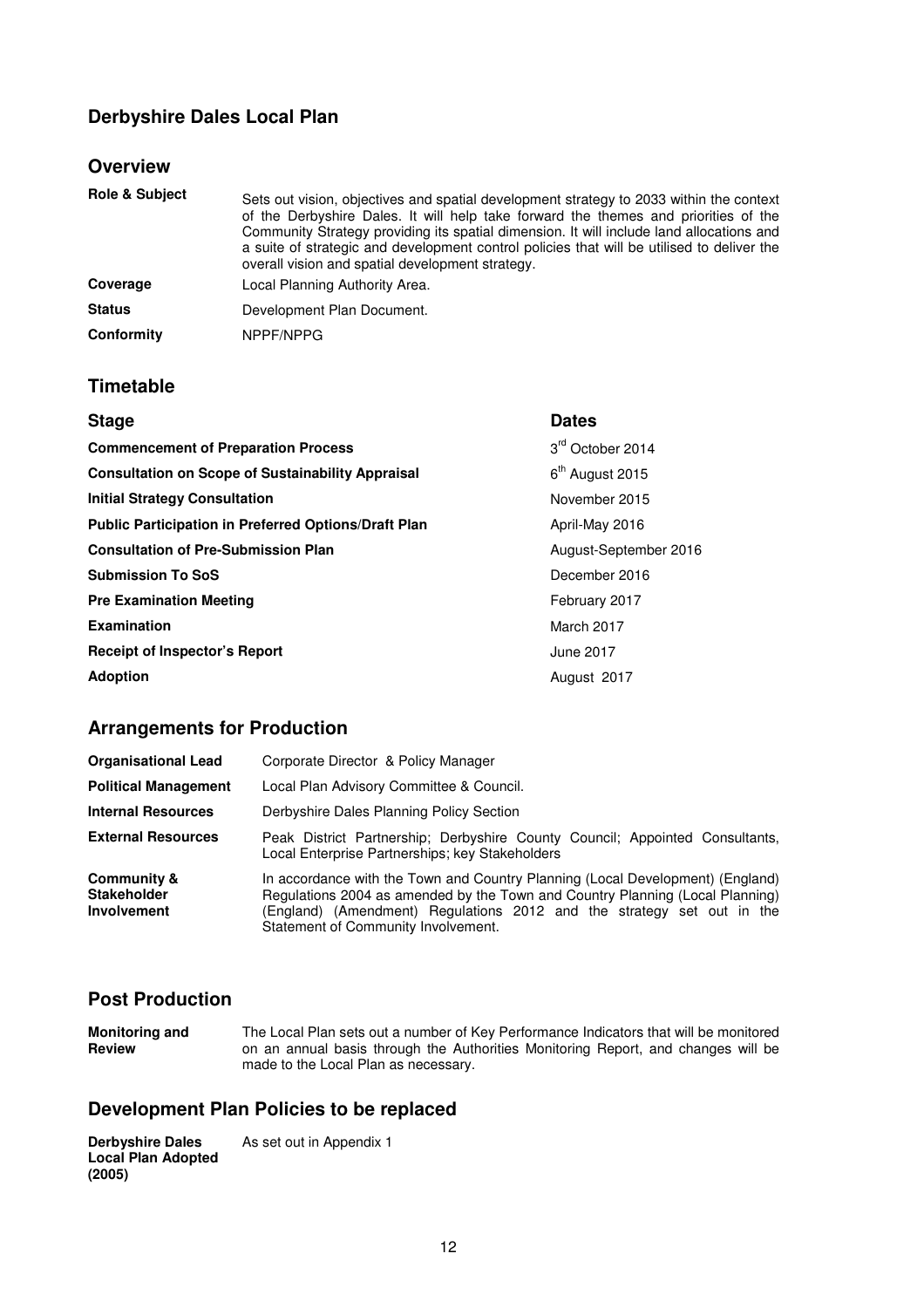## Derbyshire Dales Local Plan

### Overview

| | |
|---|---|
| **Role & Subject** | Sets out vision, objectives and spatial development strategy to 2033 within the context of the Derbyshire Dales. It will help take forward the themes and priorities of the Community Strategy providing its spatial dimension. It will include land allocations and a suite of strategic and development control policies that will be utilised to deliver the overall vision and spatial development strategy. |
| **Coverage** | Local Planning Authority Area. |
| **Status** | Development Plan Document. |
| **Conformity** | NPPF/NPPG |

### Timetable

| Stage | Dates |
|---|---|
| **Commencement of Preparation Process** | 3rd October 2014 |
| **Consultation on Scope of Sustainability Appraisal** | 6th August 2015 |
| **Initial Strategy Consultation** | November 2015 |
| **Public Participation in Preferred Options/Draft Plan** | April-May 2016 |
| **Consultation of Pre-Submission Plan** | August-September 2016 |
| **Submission To SoS** | December 2016 |
| **Pre Examination Meeting** | February 2017 |
| **Examination** | March 2017 |
| **Receipt of Inspector's Report** | June 2017 |
| **Adoption** | August 2017 |

### Arrangements for Production

| | |
|---|---|
| **Organisational Lead** | Corporate Director & Policy Manager |
| **Political Management** | Local Plan Advisory Committee & Council. |
| **Internal Resources** | Derbyshire Dales Planning Policy Section |
| **External Resources** | Peak District Partnership; Derbyshire County Council; Appointed Consultants, Local Enterprise Partnerships; key Stakeholders |
| **Community & Stakeholder Involvement** | In accordance with the Town and Country Planning (Local Development) (England) Regulations 2004 as amended by the Town and Country Planning (Local Planning) (England) (Amendment) Regulations 2012 and the strategy set out in the Statement of Community Involvement. |

### Post Production

| | |
|---|---|
| **Monitoring and Review** | The Local Plan sets out a number of Key Performance Indicators that will be monitored on an annual basis through the Authorities Monitoring Report, and changes will be made to the Local Plan as necessary. |

### Development Plan Policies to be replaced

| | |
|---|---|
| **Derbyshire Dales Local Plan Adopted (2005)** | As set out in Appendix 1 |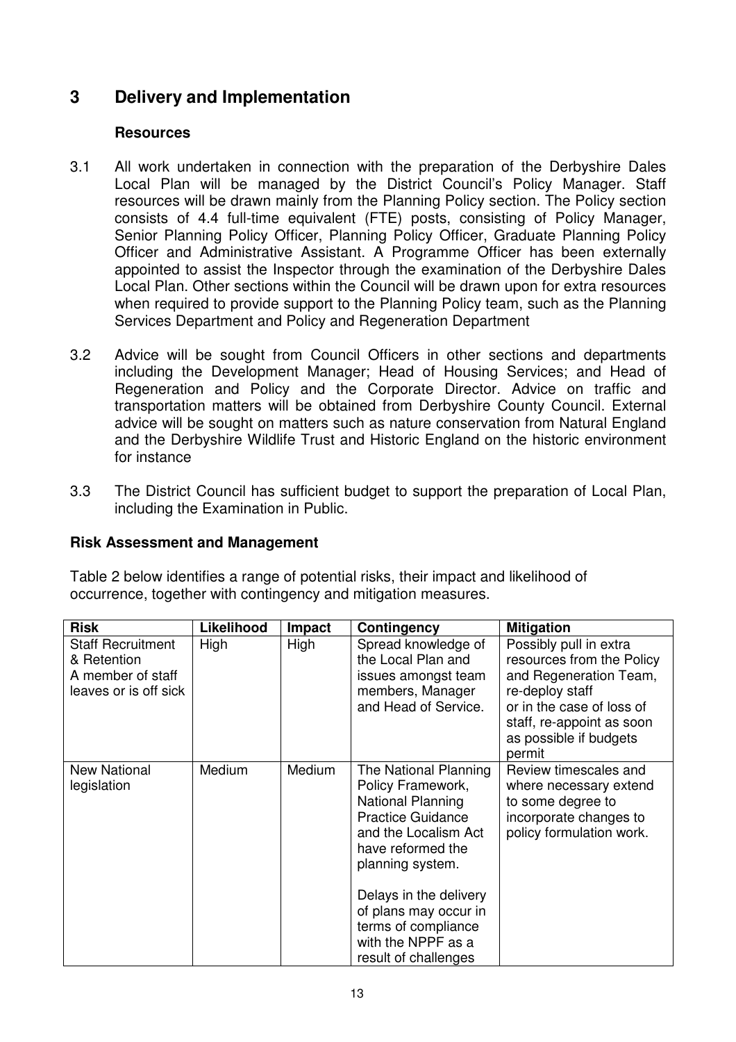## 3 Delivery and Implementation

### Resources

3.1 All work undertaken in connection with the preparation of the Derbyshire Dales Local Plan will be managed by the District Council's Policy Manager. Staff resources will be drawn mainly from the Planning Policy section. The Policy section consists of 4.4 full-time equivalent (FTE) posts, consisting of Policy Manager, Senior Planning Policy Officer, Planning Policy Officer, Graduate Planning Policy Officer and Administrative Assistant. A Programme Officer has been externally appointed to assist the Inspector through the examination of the Derbyshire Dales Local Plan. Other sections within the Council will be drawn upon for extra resources when required to provide support to the Planning Policy team, such as the Planning Services Department and Policy and Regeneration Department

3.2 Advice will be sought from Council Officers in other sections and departments including the Development Manager; Head of Housing Services; and Head of Regeneration and Policy and the Corporate Director. Advice on traffic and transportation matters will be obtained from Derbyshire County Council. External advice will be sought on matters such as nature conservation from Natural England and the Derbyshire Wildlife Trust and Historic England on the historic environment for instance

3.3 The District Council has sufficient budget to support the preparation of Local Plan, including the Examination in Public.

### Risk Assessment and Management

Table 2 below identifies a range of potential risks, their impact and likelihood of occurrence, together with contingency and mitigation measures.

| Risk | Likelihood | Impact | Contingency | Mitigation |
|---|---|---|---|---|
| Staff Recruitment & Retention<br>A member of staff leaves or is off sick | High | High | Spread knowledge of the Local Plan and issues amongst team members, Manager and Head of Service. | Possibly pull in extra resources from the Policy and Regeneration Team, re-deploy staff or in the case of loss of staff, re-appoint as soon as possible if budgets permit |
| New National legislation | Medium | Medium | The National Planning Policy Framework, National Planning Practice Guidance and the Localism Act have reformed the planning system.<br><br>Delays in the delivery of plans may occur in terms of compliance with the NPPF as a result of challenges | Review timescales and where necessary extend to some degree to incorporate changes to policy formulation work. |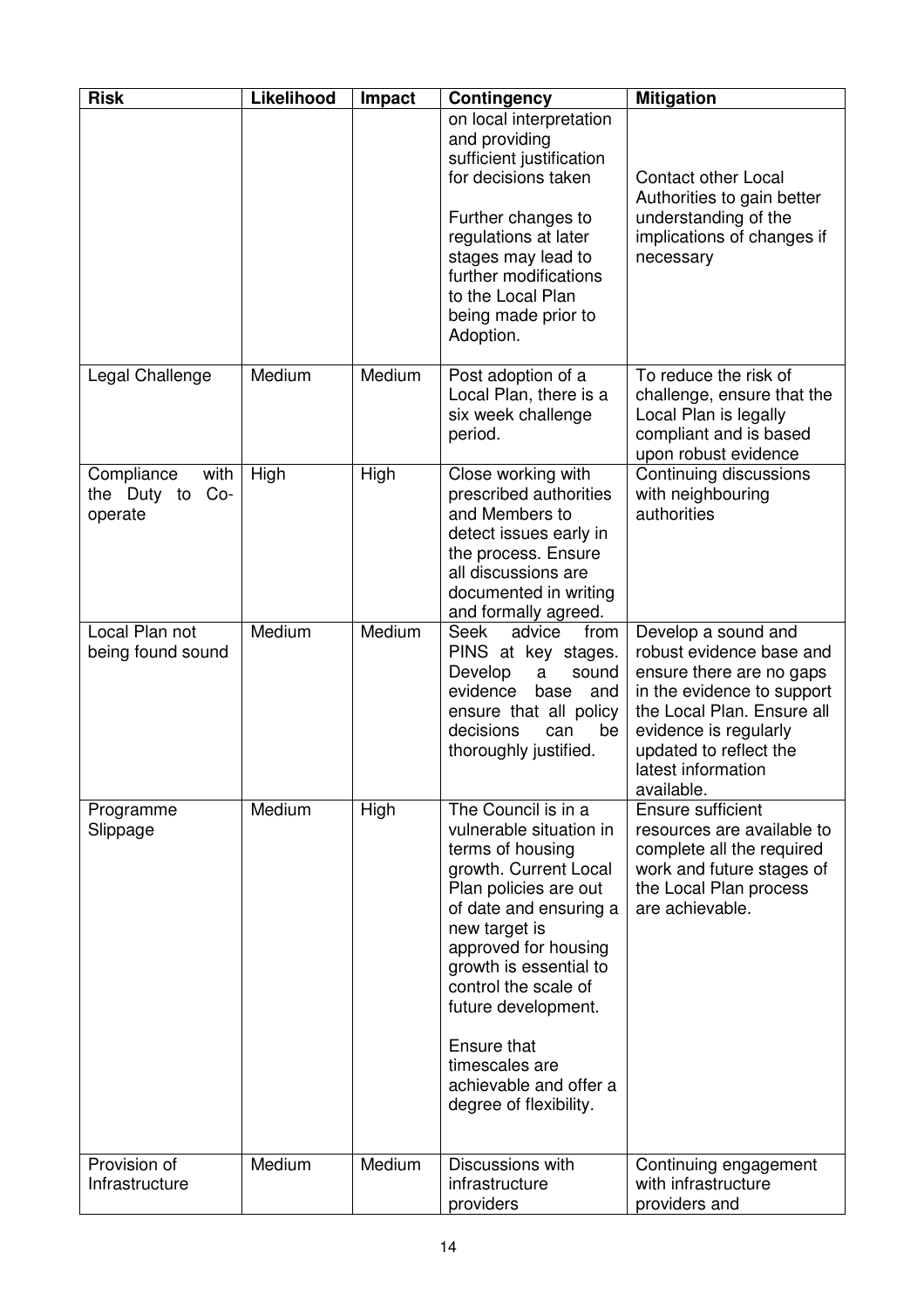| Risk | Likelihood | Impact | Contingency | Mitigation |
|---|---|---|---|---|
| | | | on local interpretation and providing sufficient justification for decisions taken<br><br>Further changes to regulations at later stages may lead to further modifications to the Local Plan being made prior to Adoption. | Contact other Local Authorities to gain better understanding of the implications of changes if necessary |
| Legal Challenge | Medium | Medium | Post adoption of a Local Plan, there is a six week challenge period. | To reduce the risk of challenge, ensure that the Local Plan is legally compliant and is based upon robust evidence |
| Compliance with the Duty to Co-operate | High | High | Close working with prescribed authorities and Members to detect issues early in the process. Ensure all discussions are documented in writing and formally agreed. | Continuing discussions with neighbouring authorities |
| Local Plan not being found sound | Medium | Medium | Seek advice from PINS at key stages. Develop a sound evidence base and ensure that all policy decisions can be thoroughly justified. | Develop a sound and robust evidence base and ensure there are no gaps in the evidence to support the Local Plan. Ensure all evidence is regularly updated to reflect the latest information available. |
| Programme Slippage | Medium | High | The Council is in a vulnerable situation in terms of housing growth. Current Local Plan policies are out of date and ensuring a new target is approved for housing growth is essential to control the scale of future development.<br><br>Ensure that timescales are achievable and offer a degree of flexibility. | Ensure sufficient resources are available to complete all the required work and future stages of the Local Plan process are achievable. |
| Provision of Infrastructure | Medium | Medium | Discussions with infrastructure providers | Continuing engagement with infrastructure providers and |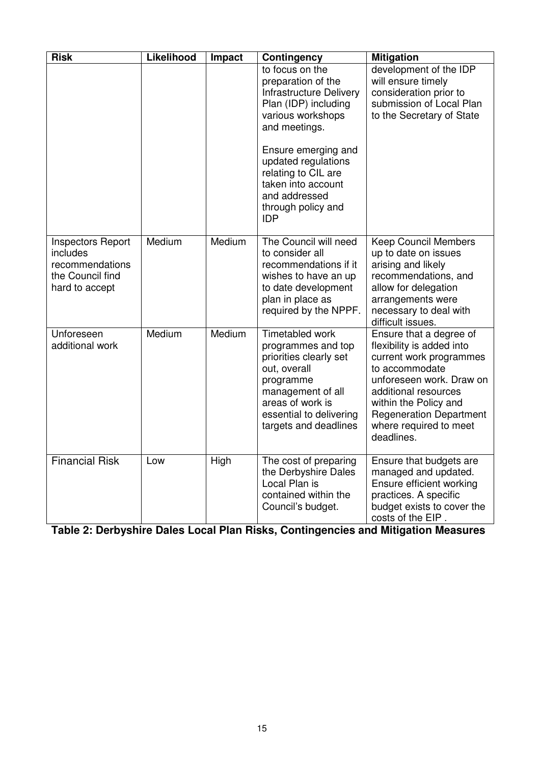| Risk | Likelihood | Impact | Contingency | Mitigation |
|---|---|---|---|---|
| | | | to focus on the preparation of the Infrastructure Delivery Plan (IDP) including various workshops and meetings.<br><br>Ensure emerging and updated regulations relating to CIL are taken into account and addressed through policy and IDP | development of the IDP will ensure timely consideration prior to submission of Local Plan to the Secretary of State |
| Inspectors Report includes recommendations the Council find hard to accept | Medium | Medium | The Council will need to consider all recommendations if it wishes to have an up to date development plan in place as required by the NPPF. | Keep Council Members up to date on issues arising and likely recommendations, and allow for delegation arrangements were necessary to deal with difficult issues. |
| Unforeseen additional work | Medium | Medium | Timetabled work programmes and top priorities clearly set out, overall programme management of all areas of work is essential to delivering targets and deadlines | Ensure that a degree of flexibility is added into current work programmes to accommodate unforeseen work. Draw on additional resources within the Policy and Regeneration Department where required to meet deadlines. |
| Financial Risk | Low | High | The cost of preparing the Derbyshire Dales Local Plan is contained within the Council's budget. | Ensure that budgets are managed and updated. Ensure efficient working practices. A specific budget exists to cover the costs of the EIP . |

**Table 2: Derbyshire Dales Local Plan Risks, Contingencies and Mitigation Measures**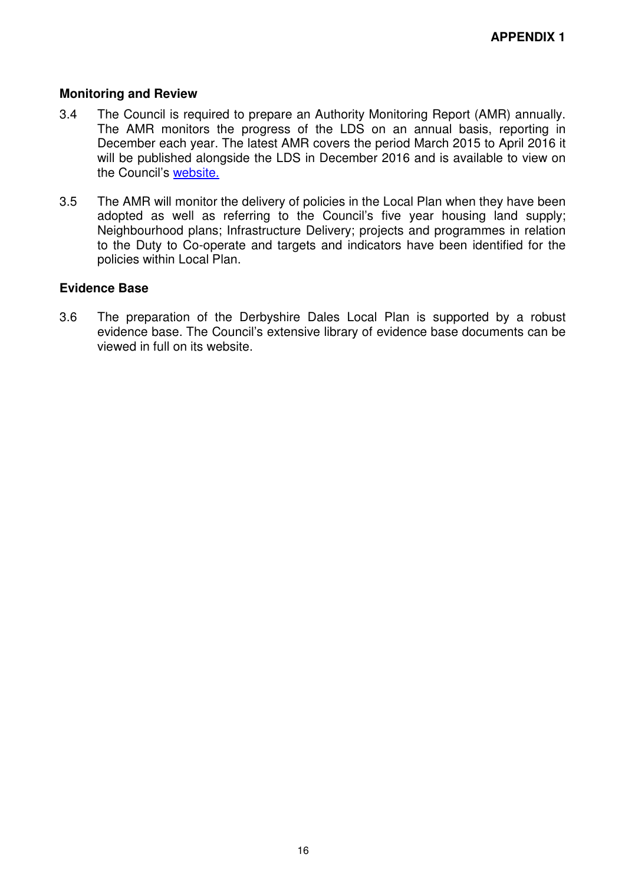**APPENDIX 1**

## Monitoring and Review

3.4 The Council is required to prepare an Authority Monitoring Report (AMR) annually. The AMR monitors the progress of the LDS on an annual basis, reporting in December each year. The latest AMR covers the period March 2015 to April 2016 it will be published alongside the LDS in December 2016 and is available to view on the Council's website.

3.5 The AMR will monitor the delivery of policies in the Local Plan when they have been adopted as well as referring to the Council's five year housing land supply; Neighbourhood plans; Infrastructure Delivery; projects and programmes in relation to the Duty to Co-operate and targets and indicators have been identified for the policies within Local Plan.

## Evidence Base

3.6 The preparation of the Derbyshire Dales Local Plan is supported by a robust evidence base. The Council's extensive library of evidence base documents can be viewed in full on its website.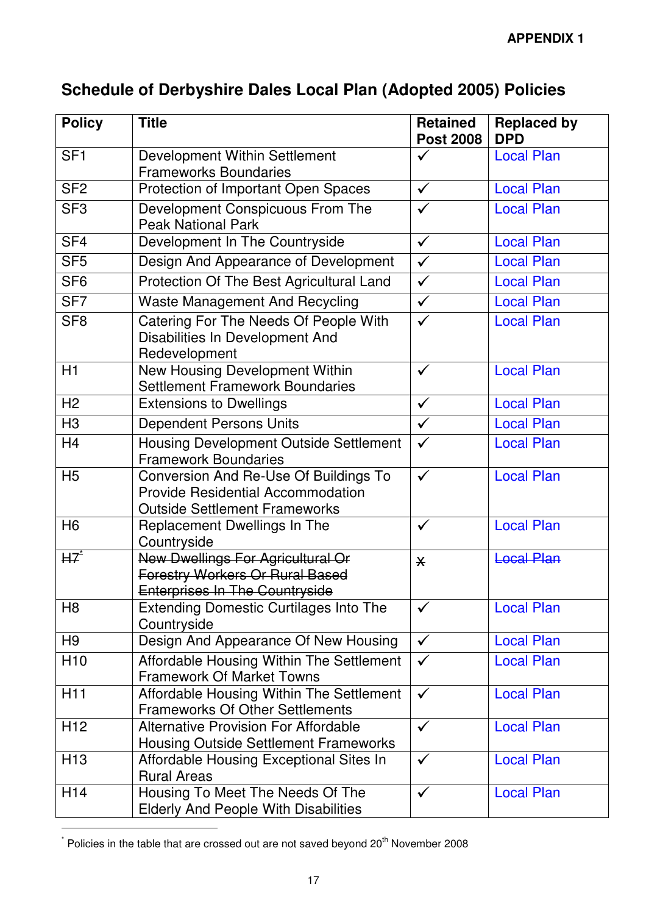**APPENDIX 1**

## Schedule of Derbyshire Dales Local Plan (Adopted 2005) Policies

| Policy | Title | Retained Post 2008 | Replaced by DPD |
|---|---|---|---|
| SF1 | Development Within Settlement Frameworks Boundaries | ✓ | Local Plan |
| SF2 | Protection of Important Open Spaces | ✓ | Local Plan |
| SF3 | Development Conspicuous From The Peak National Park | ✓ | Local Plan |
| SF4 | Development In The Countryside | ✓ | Local Plan |
| SF5 | Design And Appearance of Development | ✓ | Local Plan |
| SF6 | Protection Of The Best Agricultural Land | ✓ | Local Plan |
| SF7 | Waste Management And Recycling | ✓ | Local Plan |
| SF8 | Catering For The Needs Of People With Disabilities In Development And Redevelopment | ✓ | Local Plan |
| H1 | New Housing Development Within Settlement Framework Boundaries | ✓ | Local Plan |
| H2 | Extensions to Dwellings | ✓ | Local Plan |
| H3 | Dependent Persons Units | ✓ | Local Plan |
| H4 | Housing Development Outside Settlement Framework Boundaries | ✓ | Local Plan |
| H5 | Conversion And Re-Use Of Buildings To Provide Residential Accommodation Outside Settlement Frameworks | ✓ | Local Plan |
| H6 | Replacement Dwellings In The Countryside | ✓ | Local Plan |
| ~~H7~~* | ~~New Dwellings For Agricultural Or Forestry Workers Or Rural Based Enterprises In The Countryside~~ | ~~x~~ | ~~Local Plan~~ |
| H8 | Extending Domestic Curtilages Into The Countryside | ✓ | Local Plan |
| H9 | Design And Appearance Of New Housing | ✓ | Local Plan |
| H10 | Affordable Housing Within The Settlement Framework Of Market Towns | ✓ | Local Plan |
| H11 | Affordable Housing Within The Settlement Frameworks Of Other Settlements | ✓ | Local Plan |
| H12 | Alternative Provision For Affordable Housing Outside Settlement Frameworks | ✓ | Local Plan |
| H13 | Affordable Housing Exceptional Sites In Rural Areas | ✓ | Local Plan |
| H14 | Housing To Meet The Needs Of The Elderly And People With Disabilities | ✓ | Local Plan |

* Policies in the table that are crossed out are not saved beyond 20th November 2008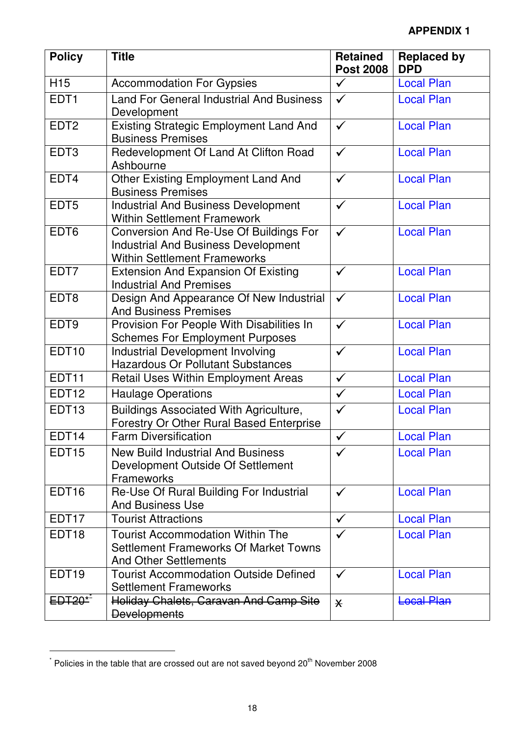**APPENDIX 1**

| Policy | Title | Retained Post 2008 | Replaced by DPD |
|---|---|---|---|
| H15 | Accommodation For Gypsies | ✓ | Local Plan |
| EDT1 | Land For General Industrial And Business Development | ✓ | Local Plan |
| EDT2 | Existing Strategic Employment Land And Business Premises | ✓ | Local Plan |
| EDT3 | Redevelopment Of Land At Clifton Road Ashbourne | ✓ | Local Plan |
| EDT4 | Other Existing Employment Land And Business Premises | ✓ | Local Plan |
| EDT5 | Industrial And Business Development Within Settlement Framework | ✓ | Local Plan |
| EDT6 | Conversion And Re-Use Of Buildings For Industrial And Business Development Within Settlement Frameworks | ✓ | Local Plan |
| EDT7 | Extension And Expansion Of Existing Industrial And Premises | ✓ | Local Plan |
| EDT8 | Design And Appearance Of New Industrial And Business Premises | ✓ | Local Plan |
| EDT9 | Provision For People With Disabilities In Schemes For Employment Purposes | ✓ | Local Plan |
| EDT10 | Industrial Development Involving Hazardous Or Pollutant Substances | ✓ | Local Plan |
| EDT11 | Retail Uses Within Employment Areas | ✓ | Local Plan |
| EDT12 | Haulage Operations | ✓ | Local Plan |
| EDT13 | Buildings Associated With Agriculture, Forestry Or Other Rural Based Enterprise | ✓ | Local Plan |
| EDT14 | Farm Diversification | ✓ | Local Plan |
| EDT15 | New Build Industrial And Business Development Outside Of Settlement Frameworks | ✓ | Local Plan |
| EDT16 | Re-Use Of Rural Building For Industrial And Business Use | ✓ | Local Plan |
| EDT17 | Tourist Attractions | ✓ | Local Plan |
| EDT18 | Tourist Accommodation Within The Settlement Frameworks Of Market Towns And Other Settlements | ✓ | Local Plan |
| EDT19 | Tourist Accommodation Outside Defined Settlement Frameworks | ✓ | Local Plan |
| ~~EDT20*~~[*] | ~~Holiday Chalets, Caravan And Camp Site Developments~~ | ✗ | ~~Local Plan~~ |

[*] Policies in the table that are crossed out are not saved beyond 20th November 2008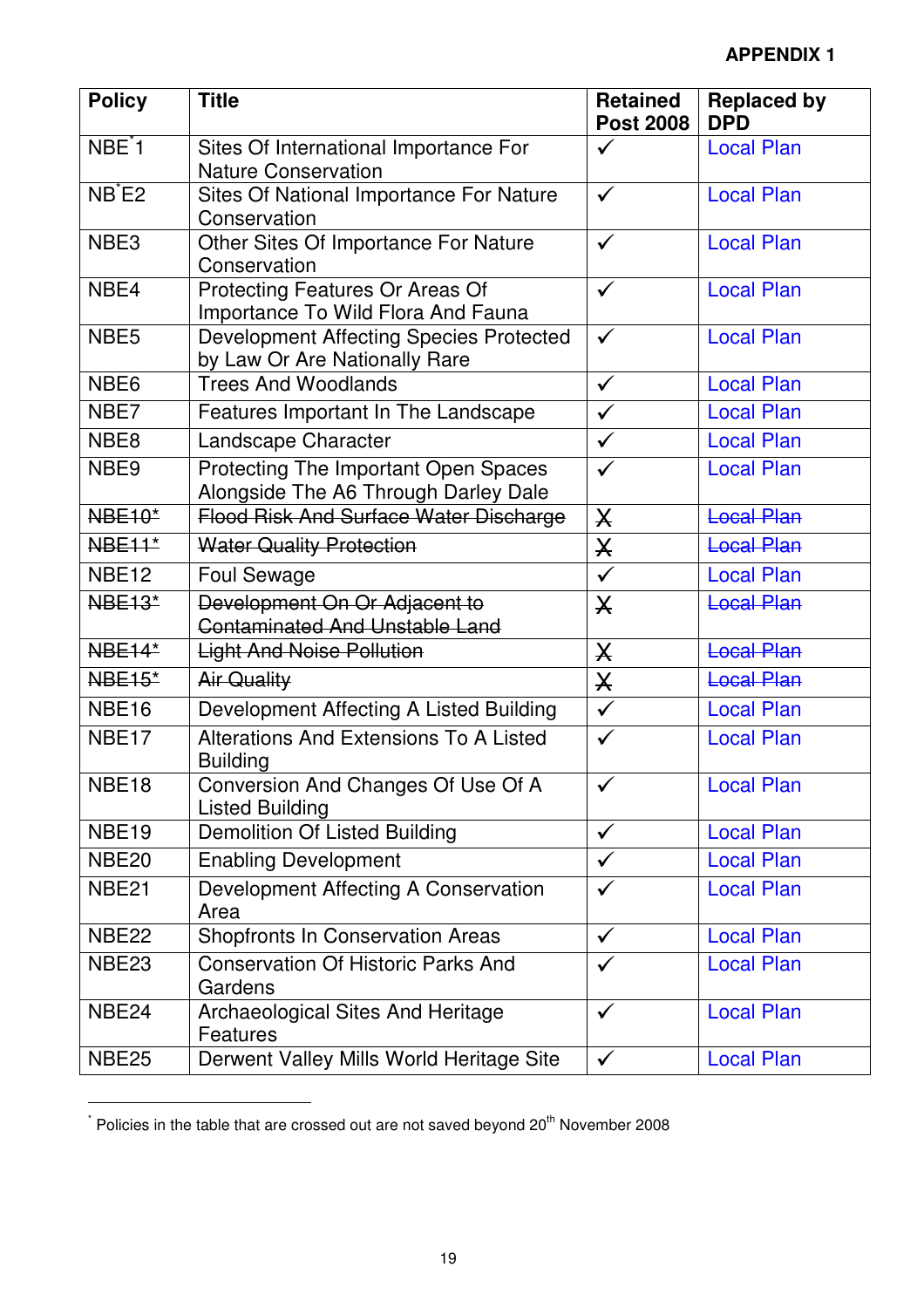**APPENDIX 1**

| Policy | Title | Retained Post 2008 | Replaced by DPD |
|---|---|---|---|
| NBE[*]1 | Sites Of International Importance For Nature Conservation | ✓ | Local Plan |
| NB[*]E2 | Sites Of National Importance For Nature Conservation | ✓ | Local Plan |
| NBE3 | Other Sites Of Importance For Nature Conservation | ✓ | Local Plan |
| NBE4 | Protecting Features Or Areas Of Importance To Wild Flora And Fauna | ✓ | Local Plan |
| NBE5 | Development Affecting Species Protected by Law Or Are Nationally Rare | ✓ | Local Plan |
| NBE6 | Trees And Woodlands | ✓ | Local Plan |
| NBE7 | Features Important In The Landscape | ✓ | Local Plan |
| NBE8 | Landscape Character | ✓ | Local Plan |
| NBE9 | Protecting The Important Open Spaces Alongside The A6 Through Darley Dale | ✓ | Local Plan |
| ~~NBE10*~~ | ~~Flood Risk And Surface Water Discharge~~ | ✗ | ~~Local Plan~~ |
| ~~NBE11*~~ | ~~Water Quality Protection~~ | ✗ | ~~Local Plan~~ |
| NBE12 | Foul Sewage | ✓ | Local Plan |
| ~~NBE13*~~ | ~~Development On Or Adjacent to Contaminated And Unstable Land~~ | ✗ | ~~Local Plan~~ |
| ~~NBE14*~~ | ~~Light And Noise Pollution~~ | ✗ | ~~Local Plan~~ |
| ~~NBE15*~~ | ~~Air Quality~~ | ✗ | ~~Local Plan~~ |
| NBE16 | Development Affecting A Listed Building | ✓ | Local Plan |
| NBE17 | Alterations And Extensions To A Listed Building | ✓ | Local Plan |
| NBE18 | Conversion And Changes Of Use Of A Listed Building | ✓ | Local Plan |
| NBE19 | Demolition Of Listed Building | ✓ | Local Plan |
| NBE20 | Enabling Development | ✓ | Local Plan |
| NBE21 | Development Affecting A Conservation Area | ✓ | Local Plan |
| NBE22 | Shopfronts In Conservation Areas | ✓ | Local Plan |
| NBE23 | Conservation Of Historic Parks And Gardens | ✓ | Local Plan |
| NBE24 | Archaeological Sites And Heritage Features | ✓ | Local Plan |
| NBE25 | Derwent Valley Mills World Heritage Site | ✓ | Local Plan |

[*] Policies in the table that are crossed out are not saved beyond 20th November 2008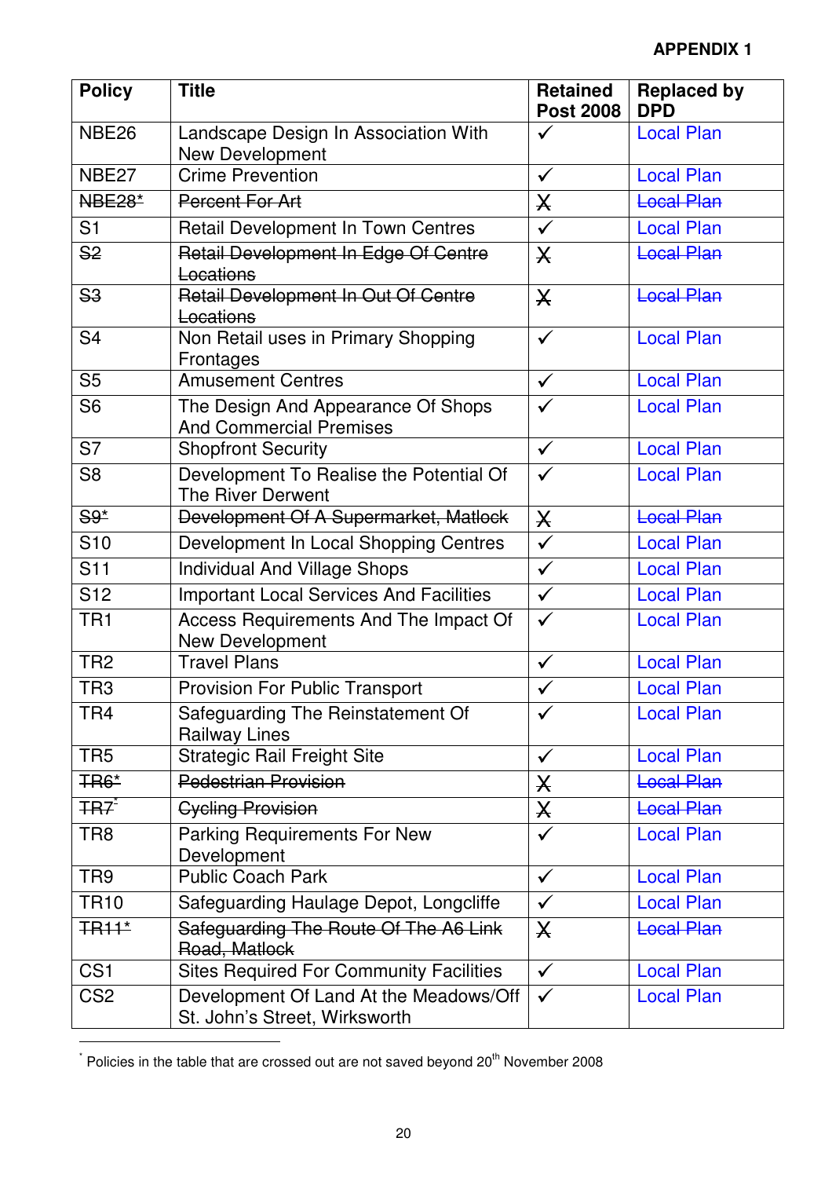**APPENDIX 1**

| Policy | Title | Retained Post 2008 | Replaced by DPD |
|---|---|---|---|
| NBE26 | Landscape Design In Association With New Development | ✓ | Local Plan |
| NBE27 | Crime Prevention | ✓ | Local Plan |
| ~~NBE28*~~ | ~~Percent For Art~~ | X | ~~Local Plan~~ |
| S1 | Retail Development In Town Centres | ✓ | Local Plan |
| ~~S2~~ | ~~Retail Development In Edge Of Centre Locations~~ | X | ~~Local Plan~~ |
| ~~S3~~ | ~~Retail Development In Out Of Centre Locations~~ | X | ~~Local Plan~~ |
| S4 | Non Retail uses in Primary Shopping Frontages | ✓ | Local Plan |
| S5 | Amusement Centres | ✓ | Local Plan |
| S6 | The Design And Appearance Of Shops And Commercial Premises | ✓ | Local Plan |
| S7 | Shopfront Security | ✓ | Local Plan |
| S8 | Development To Realise the Potential Of The River Derwent | ✓ | Local Plan |
| ~~S9*~~ | ~~Development Of A Supermarket, Matlock~~ | X | ~~Local Plan~~ |
| S10 | Development In Local Shopping Centres | ✓ | Local Plan |
| S11 | Individual And Village Shops | ✓ | Local Plan |
| S12 | Important Local Services And Facilities | ✓ | Local Plan |
| TR1 | Access Requirements And The Impact Of New Development | ✓ | Local Plan |
| TR2 | Travel Plans | ✓ | Local Plan |
| TR3 | Provision For Public Transport | ✓ | Local Plan |
| TR4 | Safeguarding The Reinstatement Of Railway Lines | ✓ | Local Plan |
| TR5 | Strategic Rail Freight Site | ✓ | Local Plan |
| ~~TR6*~~ | ~~Pedestrian Provision~~ | X | ~~Local Plan~~ |
| ~~TR7*~~ | ~~Cycling Provision~~ | X | ~~Local Plan~~ |
| TR8 | Parking Requirements For New Development | ✓ | Local Plan |
| TR9 | Public Coach Park | ✓ | Local Plan |
| TR10 | Safeguarding Haulage Depot, Longcliffe | ✓ | Local Plan |
| ~~TR11*~~ | ~~Safeguarding The Route Of The A6 Link Road, Matlock~~ | X | ~~Local Plan~~ |
| CS1 | Sites Required For Community Facilities | ✓ | Local Plan |
| CS2 | Development Of Land At the Meadows/Off St. John's Street, Wirksworth | ✓ | Local Plan |

* Policies in the table that are crossed out are not saved beyond 20th November 2008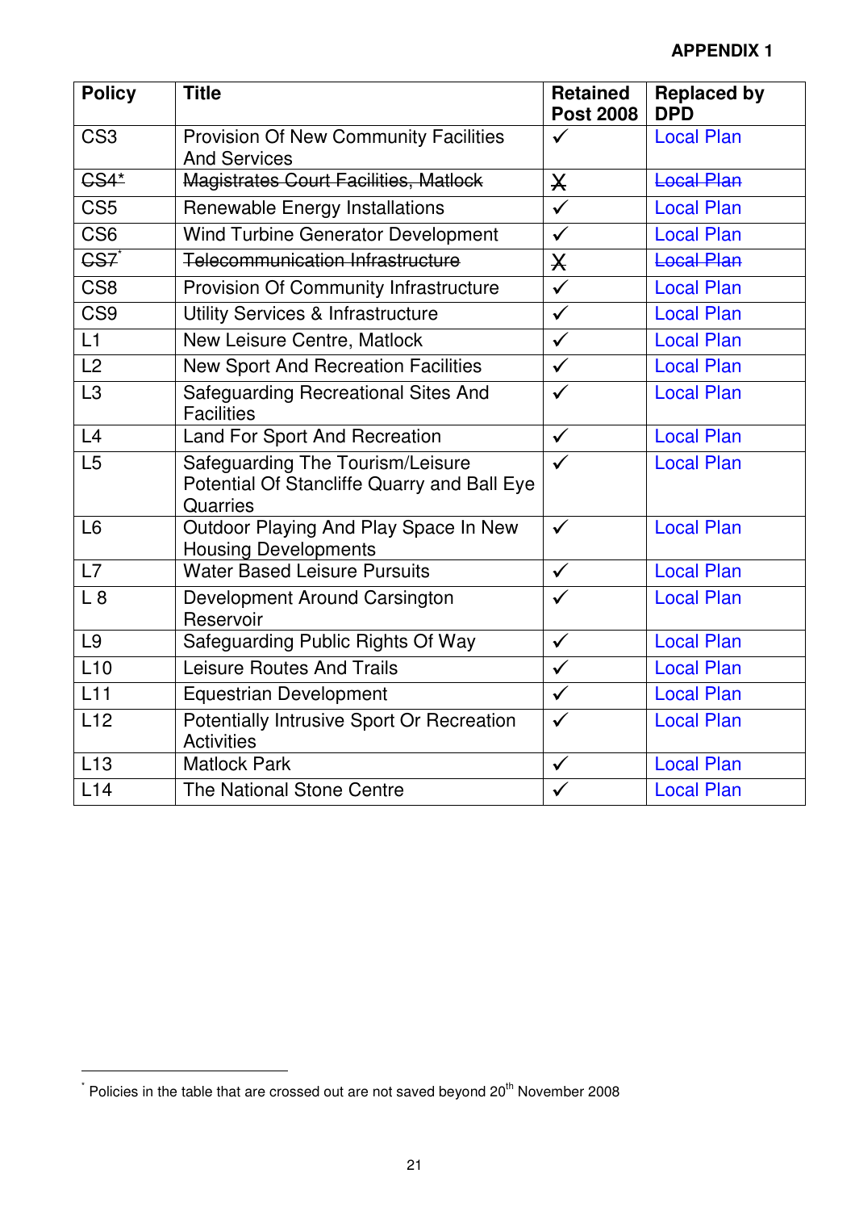**APPENDIX 1**

| Policy | Title | Retained Post 2008 | Replaced by DPD |
|---|---|---|---|
| CS3 | Provision Of New Community Facilities And Services | ✓ | Local Plan |
| ~~CS4*~~ | ~~Magistrates Court Facilities, Matlock~~ | X | ~~Local Plan~~ |
| CS5 | Renewable Energy Installations | ✓ | Local Plan |
| CS6 | Wind Turbine Generator Development | ✓ | Local Plan |
| ~~CS7*~~ | ~~Telecommunication Infrastructure~~ | X | ~~Local Plan~~ |
| CS8 | Provision Of Community Infrastructure | ✓ | Local Plan |
| CS9 | Utility Services & Infrastructure | ✓ | Local Plan |
| L1 | New Leisure Centre, Matlock | ✓ | Local Plan |
| L2 | New Sport And Recreation Facilities | ✓ | Local Plan |
| L3 | Safeguarding Recreational Sites And Facilities | ✓ | Local Plan |
| L4 | Land For Sport And Recreation | ✓ | Local Plan |
| L5 | Safeguarding The Tourism/Leisure Potential Of Stancliffe Quarry and Ball Eye Quarries | ✓ | Local Plan |
| L6 | Outdoor Playing And Play Space In New Housing Developments | ✓ | Local Plan |
| L7 | Water Based Leisure Pursuits | ✓ | Local Plan |
| L 8 | Development Around Carsington Reservoir | ✓ | Local Plan |
| L9 | Safeguarding Public Rights Of Way | ✓ | Local Plan |
| L10 | Leisure Routes And Trails | ✓ | Local Plan |
| L11 | Equestrian Development | ✓ | Local Plan |
| L12 | Potentially Intrusive Sport Or Recreation Activities | ✓ | Local Plan |
| L13 | Matlock Park | ✓ | Local Plan |
| L14 | The National Stone Centre | ✓ | Local Plan |

* Policies in the table that are crossed out are not saved beyond 20th November 2008